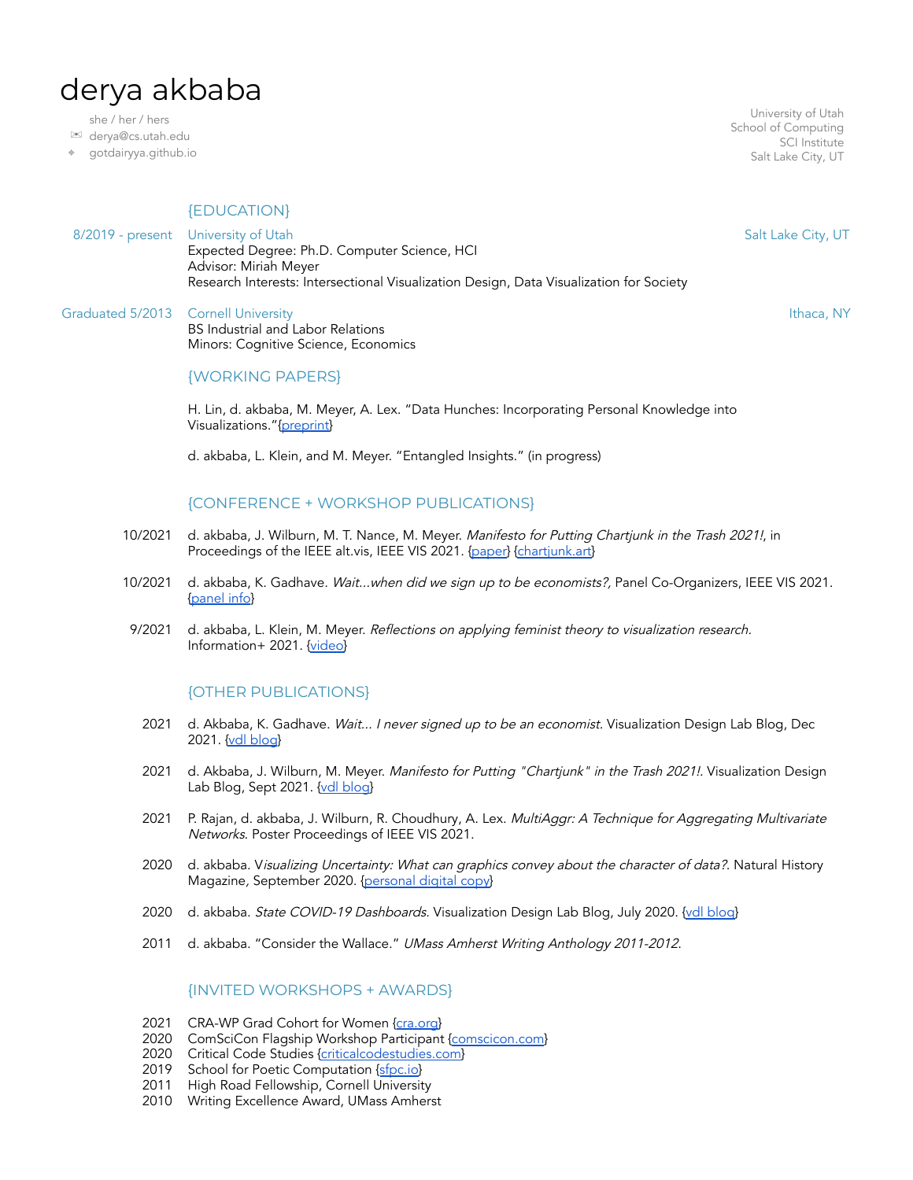# derya akbaba

she / her / hers
derya@cs.utah.edu
gotdairyya.github.io

University of Utah
School of Computing
SCI Institute
Salt Lake City, UT

## {EDUCATION}

8/2019 - present — **University of Utah** — Salt Lake City, UT
Expected Degree: Ph.D. Computer Science, HCI
Advisor: Miriah Meyer
Research Interests: Intersectional Visualization Design, Data Visualization for Society

Graduated 5/2013 — **Cornell University** — Ithaca, NY
BS Industrial and Labor Relations
Minors: Cognitive Science, Economics

## {WORKING PAPERS}

H. Lin, d. akbaba, M. Meyer, A. Lex. "Data Hunches: Incorporating Personal Knowledge into Visualizations."{preprint}

d. akbaba, L. Klein, and M. Meyer. "Entangled Insights." (in progress)

## {CONFERENCE + WORKSHOP PUBLICATIONS}

10/2021 — d. akbaba, J. Wilburn, M. T. Nance, M. Meyer. *Manifesto for Putting Chartjunk in the Trash 2021!*, in Proceedings of the IEEE alt.vis, IEEE VIS 2021. {paper} {chartjunk.art}

10/2021 — d. akbaba, K. Gadhave. *Wait...when did we sign up to be economists?*, Panel Co-Organizers, IEEE VIS 2021. {panel info}

9/2021 — d. akbaba, L. Klein, M. Meyer. *Reflections on applying feminist theory to visualization research*. Information+ 2021. {video}

## {OTHER PUBLICATIONS}

2021 — d. Akbaba, K. Gadhave. *Wait... I never signed up to be an economist*. Visualization Design Lab Blog, Dec 2021. {vdl blog}

2021 — d. Akbaba, J. Wilburn, M. Meyer. *Manifesto for Putting "Chartjunk" in the Trash 2021!*. Visualization Design Lab Blog, Sept 2021. {vdl blog}

2021 — P. Rajan, d. akbaba, J. Wilburn, R. Choudhury, A. Lex. *MultiAggr: A Technique for Aggregating Multivariate Networks*. Poster Proceedings of IEEE VIS 2021.

2020 — d. akbaba. V*isualizing Uncertainty: What can graphics convey about the character of data?*. Natural History Magazine, September 2020. {personal digital copy}

2020 — d. akbaba. *State COVID-19 Dashboards*. Visualization Design Lab Blog, July 2020. {vdl blog}

2011 — d. akbaba. "Consider the Wallace." *UMass Amherst Writing Anthology 2011-2012*.

## {INVITED WORKSHOPS + AWARDS}

2021 — CRA-WP Grad Cohort for Women {cra.org}
2020 — ComSciCon Flagship Workshop Participant {comscicon.com}
2020 — Critical Code Studies {criticalcodestudies.com}
2019 — School for Poetic Computation {sfpc.io}
2011 — High Road Fellowship, Cornell University
2010 — Writing Excellence Award, UMass Amherst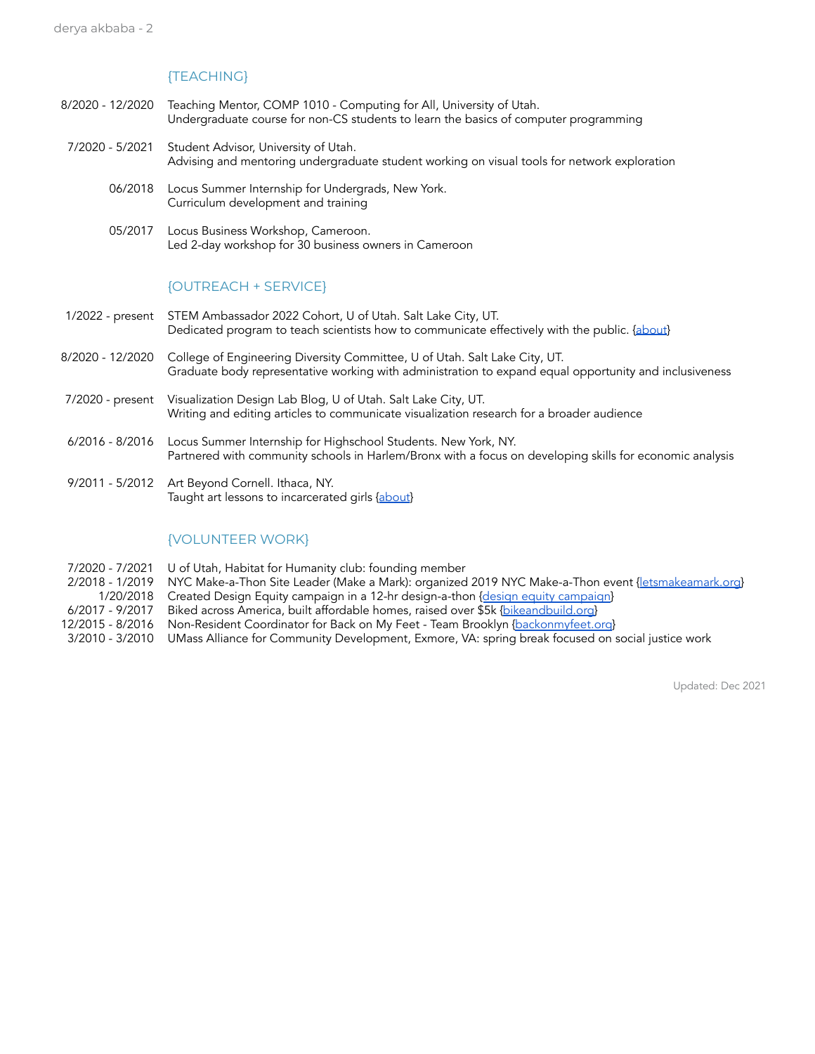## {TEACHING}

8/2020 - 12/2020 Teaching Mentor, COMP 1010 - Computing for All, University of Utah.
Undergraduate course for non-CS students to learn the basics of computer programming

7/2020 - 5/2021 Student Advisor, University of Utah.
Advising and mentoring undergraduate student working on visual tools for network exploration

06/2018 Locus Summer Internship for Undergrads, New York.
Curriculum development and training

05/2017 Locus Business Workshop, Cameroon.
Led 2-day workshop for 30 business owners in Cameroon

## {OUTREACH + SERVICE}

1/2022 - present STEM Ambassador 2022 Cohort, U of Utah. Salt Lake City, UT.
Dedicated program to teach scientists how to communicate effectively with the public. {about}

8/2020 - 12/2020 College of Engineering Diversity Committee, U of Utah. Salt Lake City, UT.
Graduate body representative working with administration to expand equal opportunity and inclusiveness

7/2020 - present Visualization Design Lab Blog, U of Utah. Salt Lake City, UT.
Writing and editing articles to communicate visualization research for a broader audience

6/2016 - 8/2016 Locus Summer Internship for Highschool Students. New York, NY.
Partnered with community schools in Harlem/Bronx with a focus on developing skills for economic analysis

9/2011 - 5/2012 Art Beyond Cornell. Ithaca, NY.
Taught art lessons to incarcerated girls {about}

## {VOLUNTEER WORK}

7/2020 - 7/2021 U of Utah, Habitat for Humanity club: founding member
2/2018 - 1/2019 NYC Make-a-Thon Site Leader (Make a Mark): organized 2019 NYC Make-a-Thon event {letsmakeamark.org}
1/20/2018 Created Design Equity campaign in a 12-hr design-a-thon {design equity campaign}
6/2017 - 9/2017 Biked across America, built affordable homes, raised over $5k {bikeandbuild.org}
12/2015 - 8/2016 Non-Resident Coordinator for Back on My Feet - Team Brooklyn {backonmyfeet.org}
3/2010 - 3/2010 UMass Alliance for Community Development, Exmore, VA: spring break focused on social justice work

Updated: Dec 2021